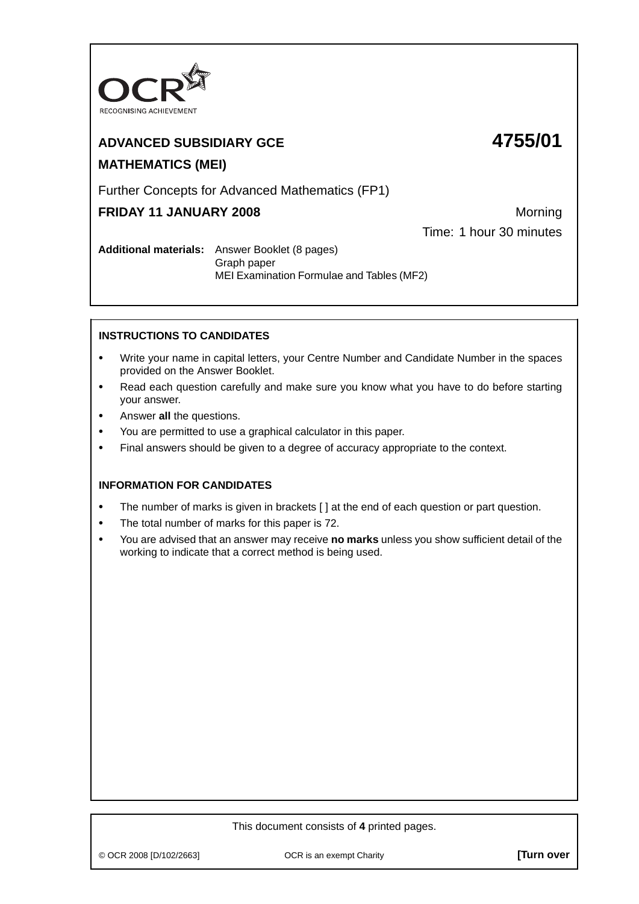OCR
RECOGNISING ACHIEVEMENT

**ADVANCED SUBSIDIARY GCE** **4755/01**

**MATHEMATICS (MEI)**

Further Concepts for Advanced Mathematics (FP1)

**FRIDAY 11 JANUARY 2008** Morning

Time: 1 hour 30 minutes

**Additional materials:** Answer Booklet (8 pages)
Graph paper
MEI Examination Formulae and Tables (MF2)

**INSTRUCTIONS TO CANDIDATES**

- Write your name in capital letters, your Centre Number and Candidate Number in the spaces provided on the Answer Booklet.
- Read each question carefully and make sure you know what you have to do before starting your answer.
- Answer **all** the questions.
- You are permitted to use a graphical calculator in this paper.
- Final answers should be given to a degree of accuracy appropriate to the context.

**INFORMATION FOR CANDIDATES**

- The number of marks is given in brackets [ ] at the end of each question or part question.
- The total number of marks for this paper is 72.
- You are advised that an answer may receive **no marks** unless you show sufficient detail of the working to indicate that a correct method is being used.

This document consists of **4** printed pages.

© OCR 2008 [D/102/2663] OCR is an exempt Charity **[Turn over**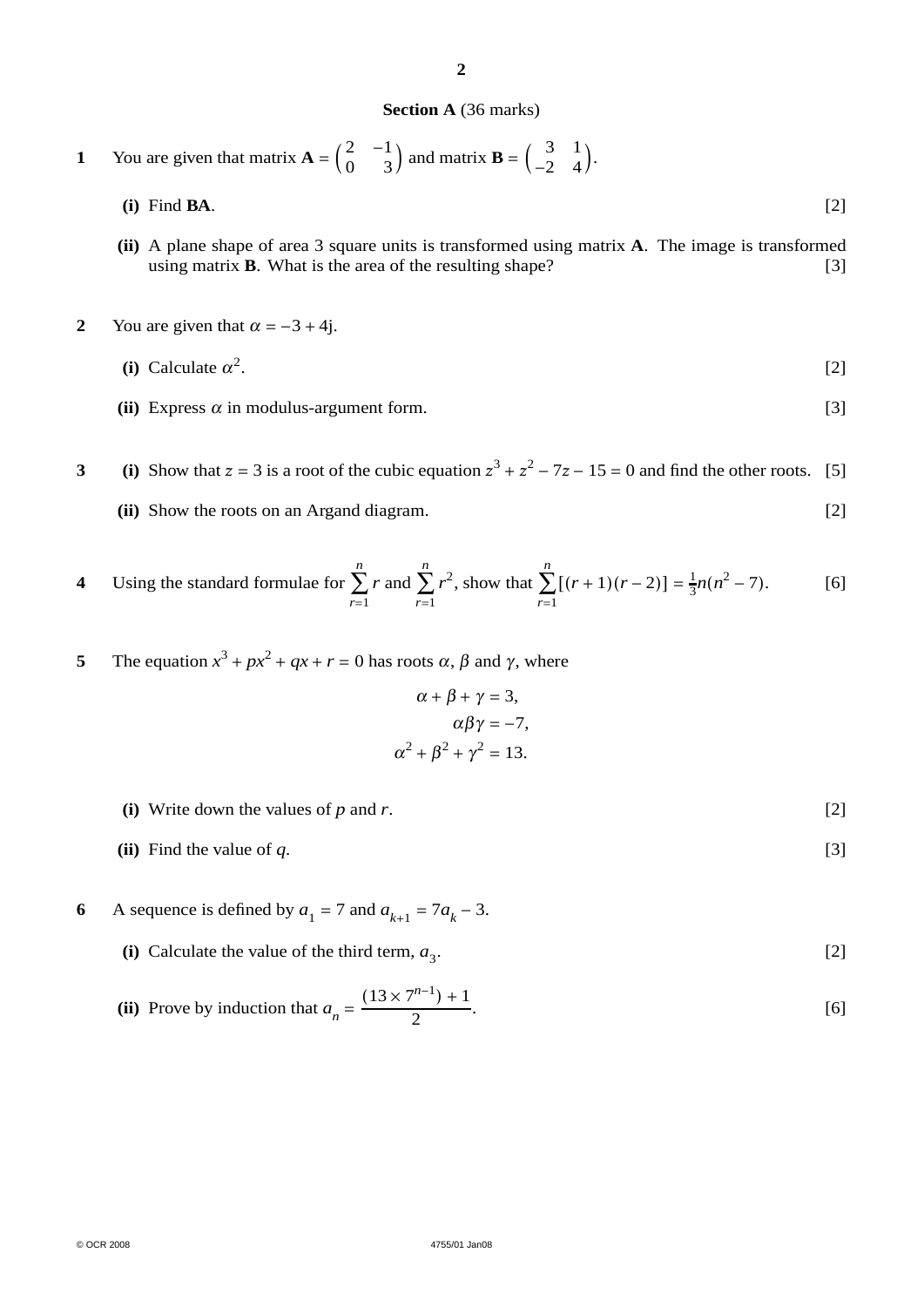**Section A** (36 marks)

**1** You are given that matrix $\mathbf{A} = \begin{pmatrix} 2 & -1 \\ 0 & 3 \end{pmatrix}$ and matrix $\mathbf{B} = \begin{pmatrix} 3 & 1 \\ -2 & 4 \end{pmatrix}$.

**(i)** Find **BA**. [2]

**(ii)** A plane shape of area 3 square units is transformed using matrix **A**. The image is transformed using matrix **B**. What is the area of the resulting shape? [3]

**2** You are given that $\alpha = -3 + 4\text{j}$.

**(i)** Calculate $\alpha^2$. [2]

**(ii)** Express $\alpha$ in modulus-argument form. [3]

**3** **(i)** Show that $z = 3$ is a root of the cubic equation $z^3 + z^2 - 7z - 15 = 0$ and find the other roots. [5]

**(ii)** Show the roots on an Argand diagram. [2]

**4** Using the standard formulae for $\sum_{r=1}^{n} r$ and $\sum_{r=1}^{n} r^2$, show that $\sum_{r=1}^{n} [(r+1)(r-2)] = \frac{1}{3}n(n^2 - 7)$. [6]

**5** The equation $x^3 + px^2 + qx + r = 0$ has roots $\alpha$, $\beta$ and $\gamma$, where

$$\alpha + \beta + \gamma = 3,$$
$$\alpha\beta\gamma = -7,$$
$$\alpha^2 + \beta^2 + \gamma^2 = 13.$$

**(i)** Write down the values of $p$ and $r$. [2]

**(ii)** Find the value of $q$. [3]

**6** A sequence is defined by $a_1 = 7$ and $a_{k+1} = 7a_k - 3$.

**(i)** Calculate the value of the third term, $a_3$. [2]

**(ii)** Prove by induction that $a_n = \dfrac{(13 \times 7^{n-1}) + 1}{2}$. [6]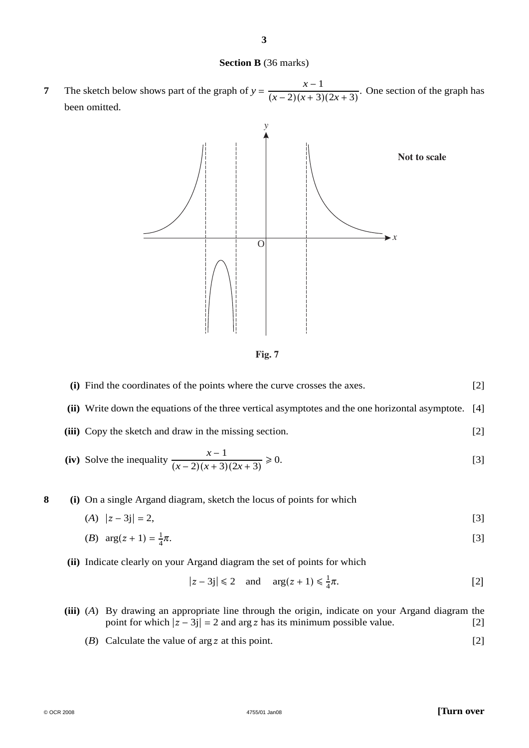## Section B (36 marks)

**7** The sketch below shows part of the graph of $y = \dfrac{x-1}{(x-2)(x+3)(2x+3)}$. One section of the graph has been omitted.

**Not to scale**

**Fig. 7**

**(i)** Find the coordinates of the points where the curve crosses the axes. [2]

**(ii)** Write down the equations of the three vertical asymptotes and the one horizontal asymptote. [4]

**(iii)** Copy the sketch and draw in the missing section. [2]

**(iv)** Solve the inequality $\dfrac{x-1}{(x-2)(x+3)(2x+3)} \geqslant 0$. [3]

**8** **(i)** On a single Argand diagram, sketch the locus of points for which

($A$) $|z - 3\mathrm{j}| = 2$, [3]

($B$) $\arg(z + 1) = \frac{1}{4}\pi$. [3]

**(ii)** Indicate clearly on your Argand diagram the set of points for which

$$|z - 3\mathrm{j}| \leqslant 2 \quad \text{and} \quad \arg(z+1) \leqslant \tfrac{1}{4}\pi. \qquad [2]$$

**(iii)** ($A$) By drawing an appropriate line through the origin, indicate on your Argand diagram the point for which $|z - 3\mathrm{j}| = 2$ and $\arg z$ has its minimum possible value. [2]

($B$) Calculate the value of $\arg z$ at this point. [2]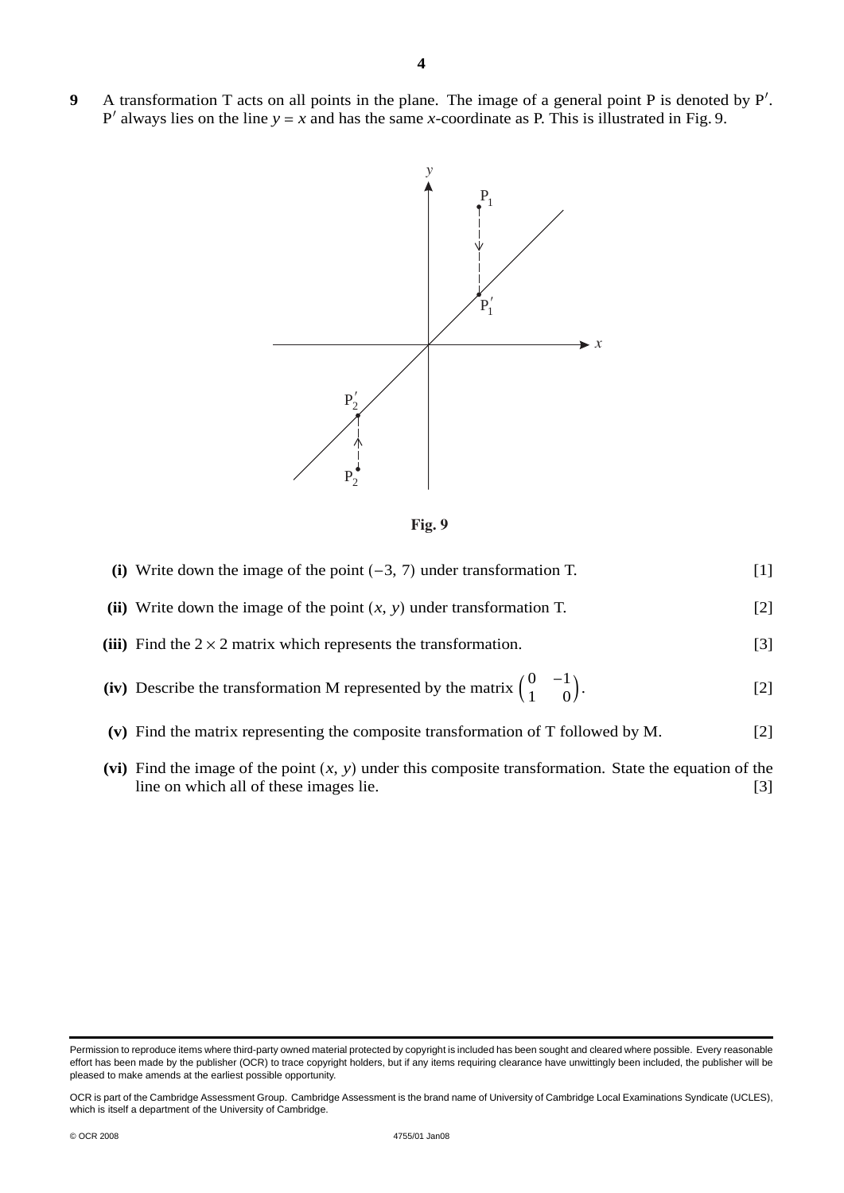**9** A transformation T acts on all points in the plane. The image of a general point P is denoted by P′. P′ always lies on the line $y = x$ and has the same $x$-coordinate as P. This is illustrated in Fig. 9.

y

x

$P_1$

$P_1'$

$P_2'$

$P_2$

**Fig. 9**

**(i)** Write down the image of the point $(-3, 7)$ under transformation T. [1]

**(ii)** Write down the image of the point $(x, y)$ under transformation T. [2]

**(iii)** Find the $2 \times 2$ matrix which represents the transformation. [3]

**(iv)** Describe the transformation M represented by the matrix $\begin{pmatrix} 0 & -1 \\ 1 & 0 \end{pmatrix}$. [2]

**(v)** Find the matrix representing the composite transformation of T followed by M. [2]

**(vi)** Find the image of the point $(x, y)$ under this composite transformation. State the equation of the line on which all of these images lie. [3]

Permission to reproduce items where third-party owned material protected by copyright is included has been sought and cleared where possible. Every reasonable effort has been made by the publisher (OCR) to trace copyright holders, but if any items requiring clearance have unwittingly been included, the publisher will be pleased to make amends at the earliest possible opportunity.

OCR is part of the Cambridge Assessment Group. Cambridge Assessment is the brand name of University of Cambridge Local Examinations Syndicate (UCLES), which is itself a department of the University of Cambridge.

© OCR 2008 4755/01 Jan08